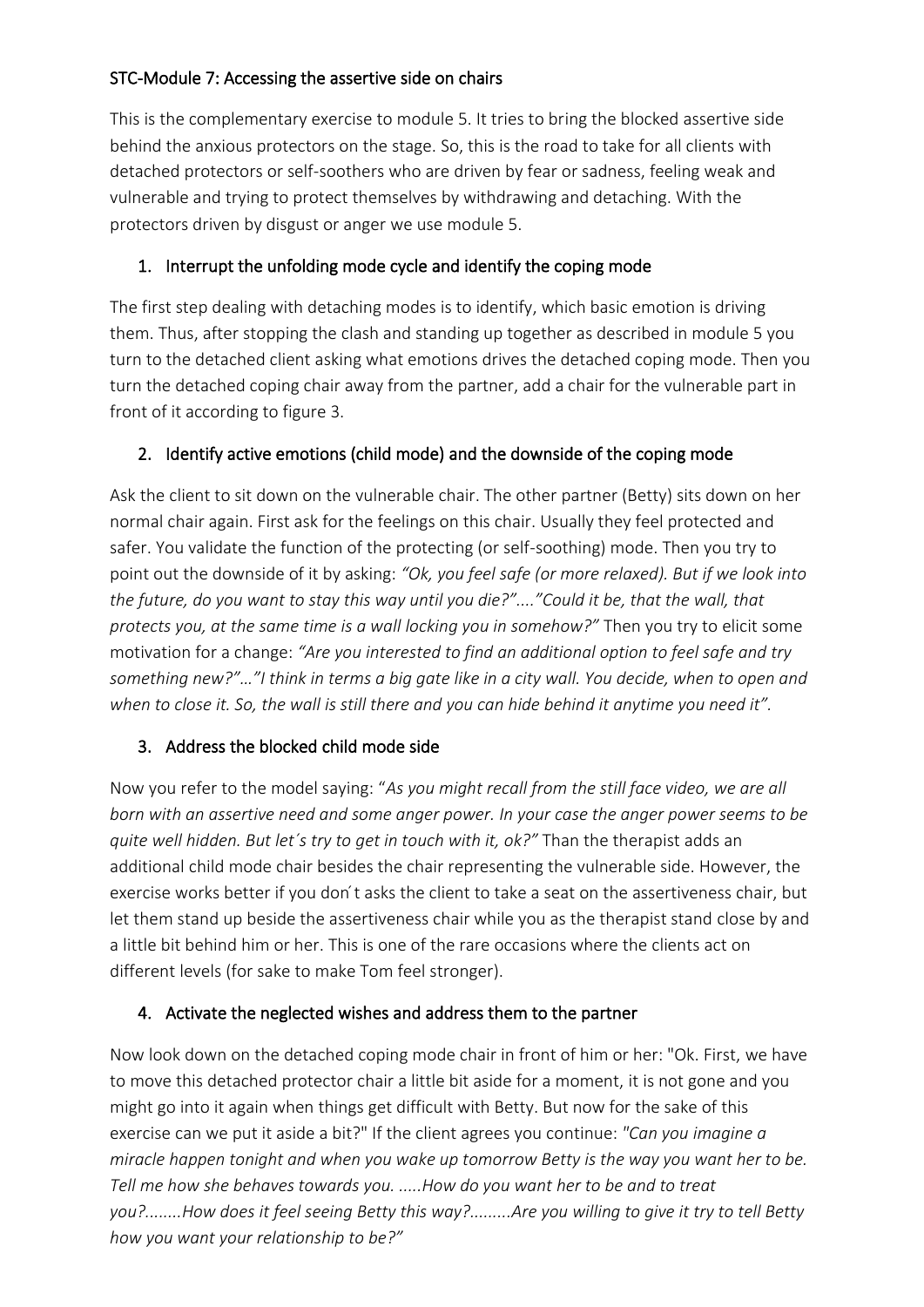## STC-Module 7: Accessing the assertive side on chairs

This is the complementary exercise to module 5. It tries to bring the blocked assertive side behind the anxious protectors on the stage. So, this is the road to take for all clients with detached protectors or self-soothers who are driven by fear or sadness, feeling weak and vulnerable and trying to protect themselves by withdrawing and detaching. With the protectors driven by disgust or anger we use module 5.

### 1. Interrupt the unfolding mode cycle and identify the coping mode

The first step dealing with detaching modes is to identify, which basic emotion is driving them. Thus, after stopping the clash and standing up together as described in module 5 you turn to the detached client asking what emotions drives the detached coping mode. Then you turn the detached coping chair away from the partner, add a chair for the vulnerable part in front of it according to figure 3.

### 2. Identify active emotions (child mode) and the downside of the coping mode

Ask the client to sit down on the vulnerable chair. The other partner (Betty) sits down on her normal chair again. First ask for the feelings on this chair. Usually they feel protected and safer. You validate the function of the protecting (or self-soothing) mode. Then you try to point out the downside of it by asking: *"Ok, you feel safe (or more relaxed). But if we look into the future, do you want to stay this way until you die?"...."Could it be, that the wall, that protects you, at the same time is a wall locking you in somehow?"* Then you try to elicit some motivation for a change: *"Are you interested to find an additional option to feel safe and try something new?"…"I think in terms a big gate like in a city wall. You decide, when to open and when to close it. So, the wall is still there and you can hide behind it anytime you need it".*

### 3. Address the blocked child mode side

Now you refer to the model saying: "*As you might recall from the still face video, we are all born with an assertive need and some anger power. In your case the anger power seems to be quite well hidden. But let´s try to get in touch with it, ok?"* Than the therapist adds an additional child mode chair besides the chair representing the vulnerable side. However, the exercise works better if you don´t asks the client to take a seat on the assertiveness chair, but let them stand up beside the assertiveness chair while you as the therapist stand close by and a little bit behind him or her. This is one of the rare occasions where the clients act on different levels (for sake to make Tom feel stronger).

### 4. Activate the neglected wishes and address them to the partner

Now look down on the detached coping mode chair in front of him or her: "Ok. First, we have to move this detached protector chair a little bit aside for a moment, it is not gone and you might go into it again when things get difficult with Betty. But now for the sake of this exercise can we put it aside a bit?" If the client agrees you continue: *"Can you imagine a miracle happen tonight and when you wake up tomorrow Betty is the way you want her to be. Tell me how she behaves towards you. .....How do you want her to be and to treat you?........How does it feel seeing Betty this way?.........Are you willing to give it try to tell Betty how you want your relationship to be?"*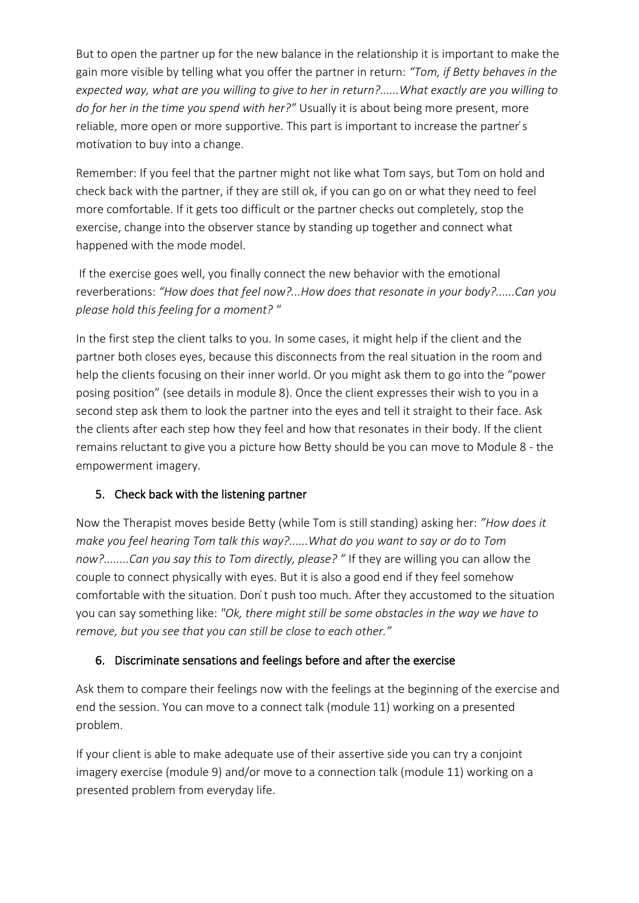But to open the partner up for the new balance in the relationship it is important to make the gain more visible by telling what you offer the partner in return: *"Tom, if Betty behaves in the expected way, what are you willing to give to her in return?......What exactly are you willing to do for her in the time you spend with her?"* Usually it is about being more present, more reliable, more open or more supportive. This part is important to increase the partner´s motivation to buy into a change.

Remember: If you feel that the partner might not like what Tom says, but Tom on hold and check back with the partner, if they are still ok, if you can go on or what they need to feel more comfortable. If it gets too difficult or the partner checks out completely, stop the exercise, change into the observer stance by standing up together and connect what happened with the mode model.

If the exercise goes well, you finally connect the new behavior with the emotional reverberations: *"How does that feel now?...How does that resonate in your body?......Can you please hold this feeling for a moment? "*

In the first step the client talks to you. In some cases, it might help if the client and the partner both closes eyes, because this disconnects from the real situation in the room and help the clients focusing on their inner world. Or you might ask them to go into the "power posing position" (see details in module 8). Once the client expresses their wish to you in a second step ask them to look the partner into the eyes and tell it straight to their face. Ask the clients after each step how they feel and how that resonates in their body. If the client remains reluctant to give you a picture how Betty should be you can move to Module 8 - the empowerment imagery.

5. Check back with the listening partner

Now the Therapist moves beside Betty (while Tom is still standing) asking her: *"How does it make you feel hearing Tom talk this way?......What do you want to say or do to Tom now?........Can you say this to Tom directly, please? "* If they are willing you can allow the couple to connect physically with eyes. But it is also a good end if they feel somehow comfortable with the situation. Don´t push too much. After they accustomed to the situation you can say something like: *"Ok, there might still be some obstacles in the way we have to remove, but you see that you can still be close to each other."*

6. Discriminate sensations and feelings before and after the exercise

Ask them to compare their feelings now with the feelings at the beginning of the exercise and end the session. You can move to a connect talk (module 11) working on a presented problem.

If your client is able to make adequate use of their assertive side you can try a conjoint imagery exercise (module 9) and/or move to a connection talk (module 11) working on a presented problem from everyday life.